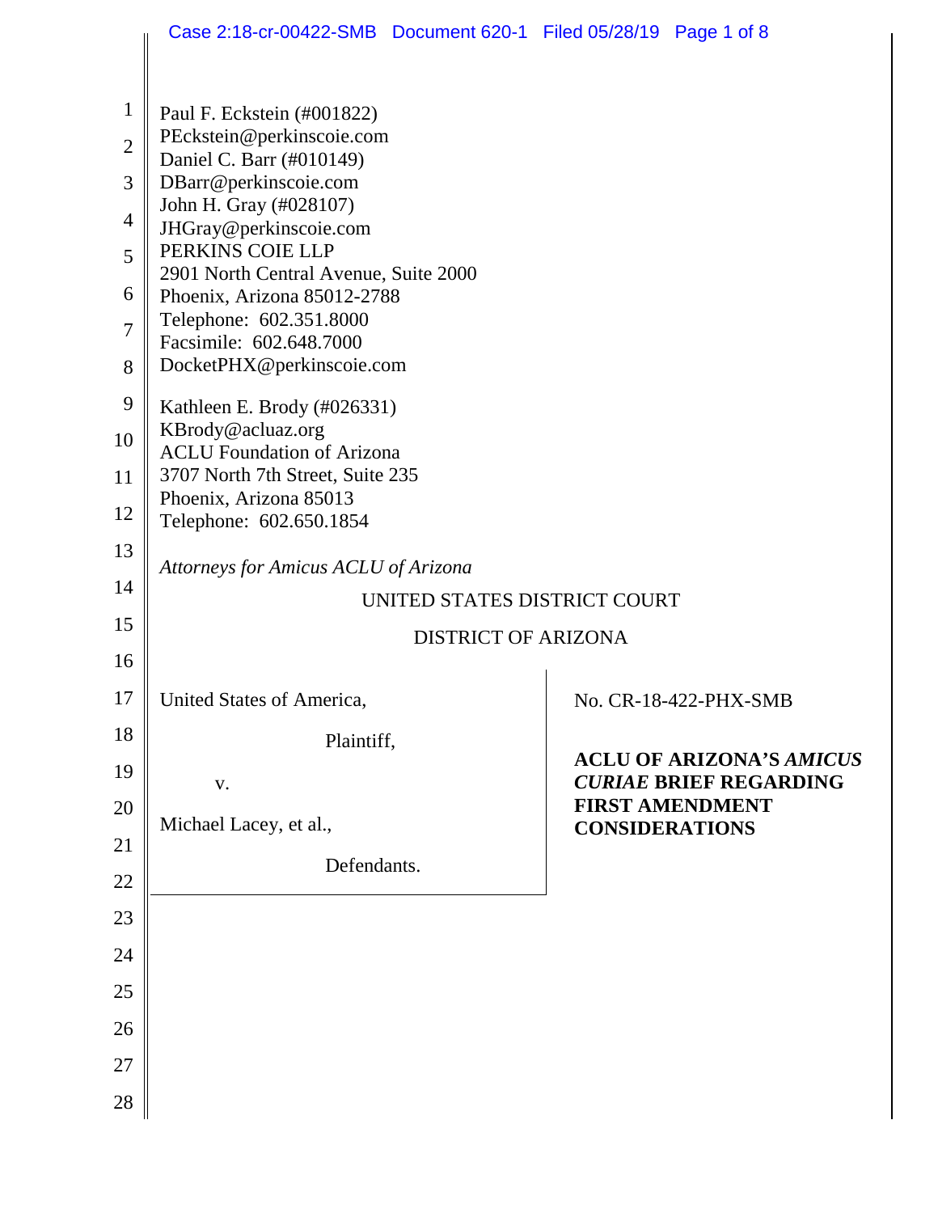Paul F. Eckstein (#001822)
PEckstein@perkinscoie.com
Daniel C. Barr (#010149)
DBarr@perkinscoie.com
John H. Gray (#028107)
JHGray@perkinscoie.com
PERKINS COIE LLP
2901 North Central Avenue, Suite 2000
Phoenix, Arizona 85012-2788
Telephone: 602.351.8000
Facsimile: 602.648.7000
DocketPHX@perkinscoie.com

Kathleen E. Brody (#026331)
KBrody@acluaz.org
ACLU Foundation of Arizona
3707 North 7th Street, Suite 235
Phoenix, Arizona 85013
Telephone: 602.650.1854

*Attorneys for Amicus ACLU of Arizona*

UNITED STATES DISTRICT COURT

DISTRICT OF ARIZONA

| | |
|---|---|
| United States of America,<br><br>Plaintiff,<br><br>v.<br><br>Michael Lacey, et al.,<br><br>Defendants. | No. CR-18-422-PHX-SMB<br><br>**ACLU OF ARIZONA'S *AMICUS CURIAE* BRIEF REGARDING FIRST AMENDMENT CONSIDERATIONS** |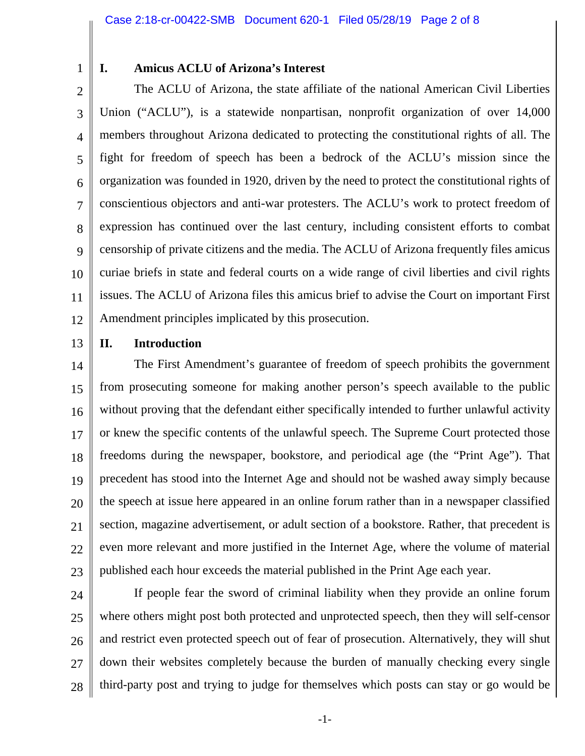## I. Amicus ACLU of Arizona's Interest

The ACLU of Arizona, the state affiliate of the national American Civil Liberties Union ("ACLU"), is a statewide nonpartisan, nonprofit organization of over 14,000 members throughout Arizona dedicated to protecting the constitutional rights of all. The fight for freedom of speech has been a bedrock of the ACLU's mission since the organization was founded in 1920, driven by the need to protect the constitutional rights of conscientious objectors and anti-war protesters. The ACLU's work to protect freedom of expression has continued over the last century, including consistent efforts to combat censorship of private citizens and the media. The ACLU of Arizona frequently files amicus curiae briefs in state and federal courts on a wide range of civil liberties and civil rights issues. The ACLU of Arizona files this amicus brief to advise the Court on important First Amendment principles implicated by this prosecution.

## II. Introduction

The First Amendment's guarantee of freedom of speech prohibits the government from prosecuting someone for making another person's speech available to the public without proving that the defendant either specifically intended to further unlawful activity or knew the specific contents of the unlawful speech. The Supreme Court protected those freedoms during the newspaper, bookstore, and periodical age (the "Print Age"). That precedent has stood into the Internet Age and should not be washed away simply because the speech at issue here appeared in an online forum rather than in a newspaper classified section, magazine advertisement, or adult section of a bookstore. Rather, that precedent is even more relevant and more justified in the Internet Age, where the volume of material published each hour exceeds the material published in the Print Age each year.

If people fear the sword of criminal liability when they provide an online forum where others might post both protected and unprotected speech, then they will self-censor and restrict even protected speech out of fear of prosecution. Alternatively, they will shut down their websites completely because the burden of manually checking every single third-party post and trying to judge for themselves which posts can stay or go would be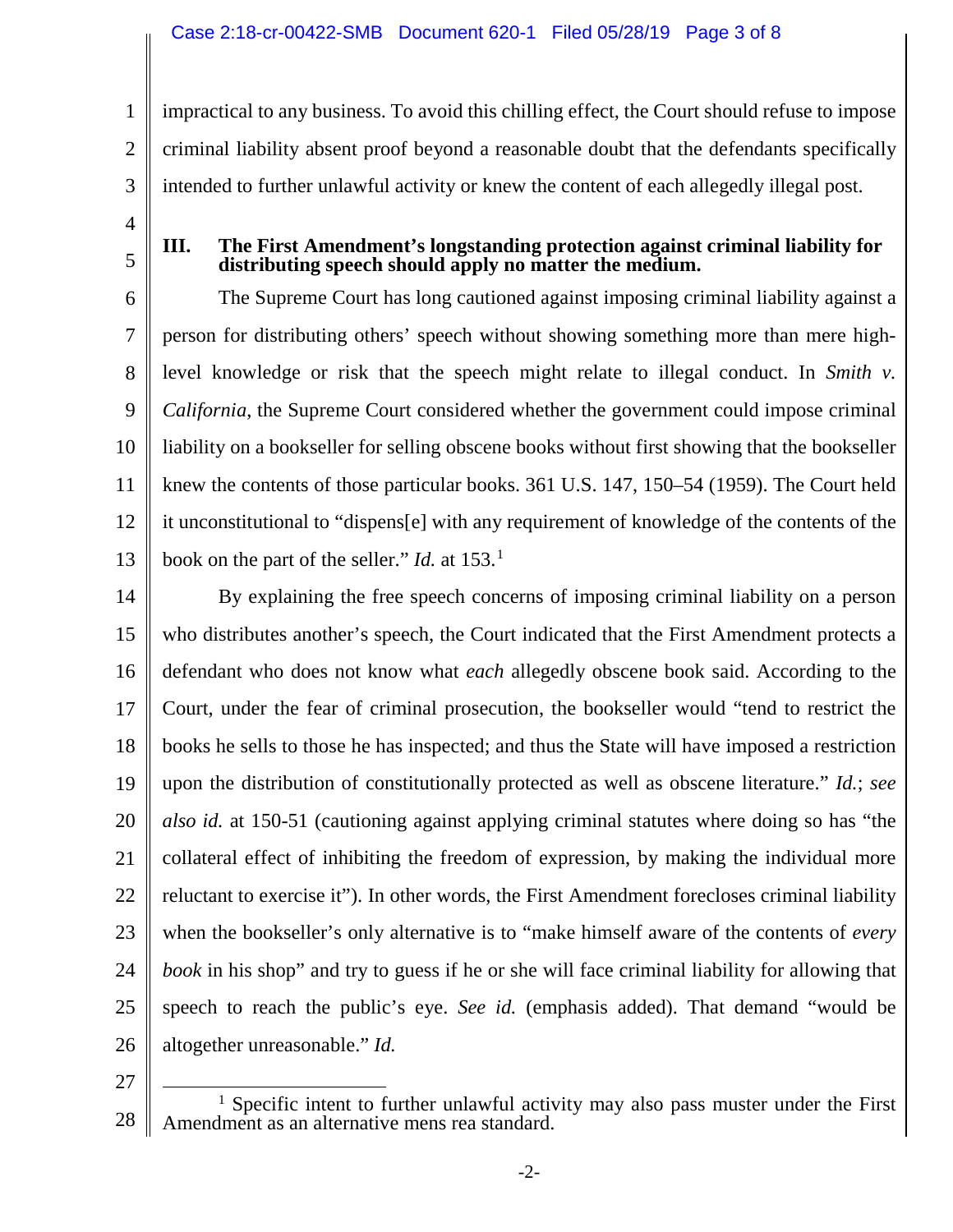impractical to any business. To avoid this chilling effect, the Court should refuse to impose criminal liability absent proof beyond a reasonable doubt that the defendants specifically intended to further unlawful activity or knew the content of each allegedly illegal post.

### III. The First Amendment's longstanding protection against criminal liability for distributing speech should apply no matter the medium.

The Supreme Court has long cautioned against imposing criminal liability against a person for distributing others' speech without showing something more than mere high-level knowledge or risk that the speech might relate to illegal conduct. In *Smith v. California*, the Supreme Court considered whether the government could impose criminal liability on a bookseller for selling obscene books without first showing that the bookseller knew the contents of those particular books. 361 U.S. 147, 150–54 (1959). The Court held it unconstitutional to "dispens[e] with any requirement of knowledge of the contents of the book on the part of the seller." *Id.* at 153.[1]

By explaining the free speech concerns of imposing criminal liability on a person who distributes another's speech, the Court indicated that the First Amendment protects a defendant who does not know what *each* allegedly obscene book said. According to the Court, under the fear of criminal prosecution, the bookseller would "tend to restrict the books he sells to those he has inspected; and thus the State will have imposed a restriction upon the distribution of constitutionally protected as well as obscene literature." *Id.*; *see also id.* at 150-51 (cautioning against applying criminal statutes where doing so has "the collateral effect of inhibiting the freedom of expression, by making the individual more reluctant to exercise it"). In other words, the First Amendment forecloses criminal liability when the bookseller's only alternative is to "make himself aware of the contents of *every book* in his shop" and try to guess if he or she will face criminal liability for allowing that speech to reach the public's eye. *See id.* (emphasis added). That demand "would be altogether unreasonable." *Id.*

---

[1] Specific intent to further unlawful activity may also pass muster under the First Amendment as an alternative mens rea standard.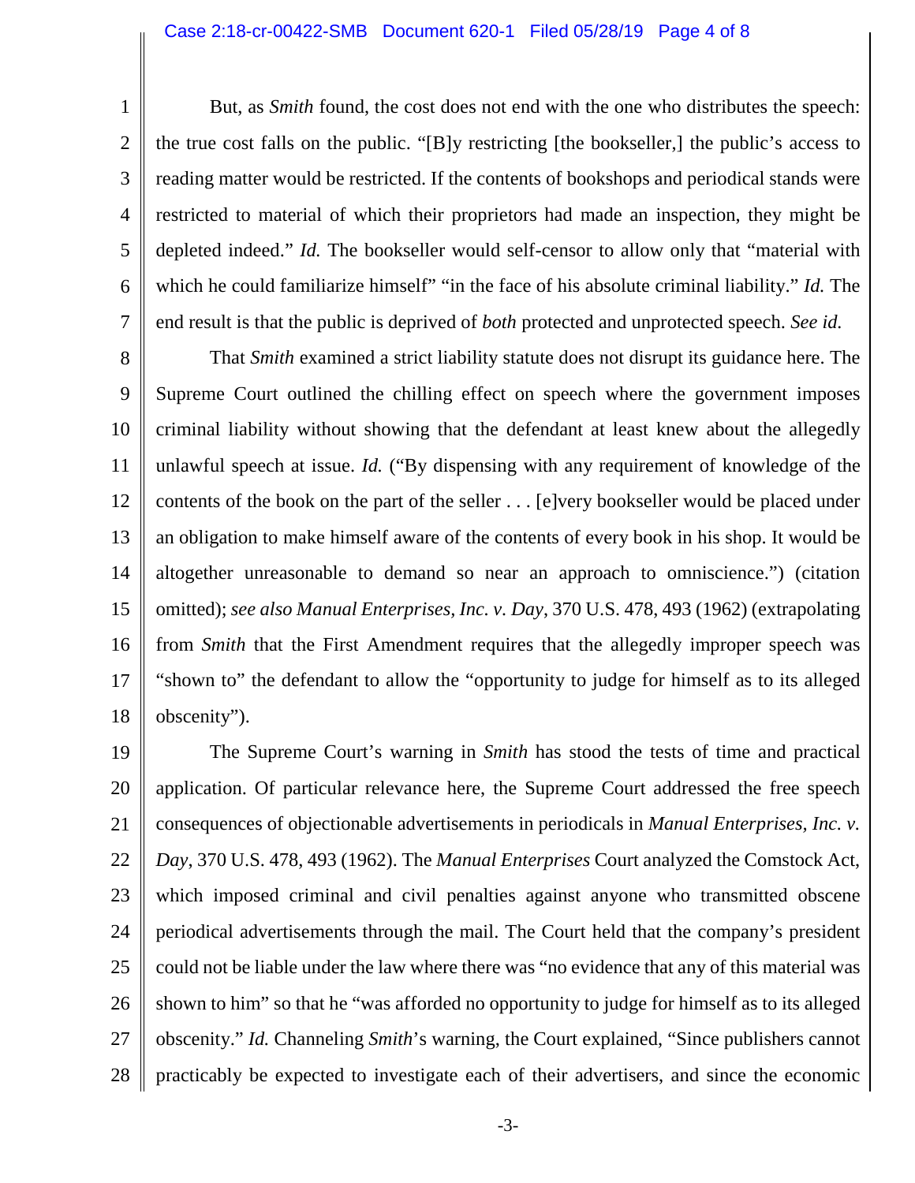But, as *Smith* found, the cost does not end with the one who distributes the speech: the true cost falls on the public. "[B]y restricting [the bookseller,] the public's access to reading matter would be restricted. If the contents of bookshops and periodical stands were restricted to material of which their proprietors had made an inspection, they might be depleted indeed." *Id.* The bookseller would self-censor to allow only that "material with which he could familiarize himself" "in the face of his absolute criminal liability." *Id.* The end result is that the public is deprived of *both* protected and unprotected speech. *See id.*

That *Smith* examined a strict liability statute does not disrupt its guidance here. The Supreme Court outlined the chilling effect on speech where the government imposes criminal liability without showing that the defendant at least knew about the allegedly unlawful speech at issue. *Id.* ("By dispensing with any requirement of knowledge of the contents of the book on the part of the seller . . . [e]very bookseller would be placed under an obligation to make himself aware of the contents of every book in his shop. It would be altogether unreasonable to demand so near an approach to omniscience.") (citation omitted); *see also Manual Enterprises, Inc. v. Day*, 370 U.S. 478, 493 (1962) (extrapolating from *Smith* that the First Amendment requires that the allegedly improper speech was "shown to" the defendant to allow the "opportunity to judge for himself as to its alleged obscenity").

The Supreme Court's warning in *Smith* has stood the tests of time and practical application. Of particular relevance here, the Supreme Court addressed the free speech consequences of objectionable advertisements in periodicals in *Manual Enterprises, Inc. v. Day*, 370 U.S. 478, 493 (1962). The *Manual Enterprises* Court analyzed the Comstock Act, which imposed criminal and civil penalties against anyone who transmitted obscene periodical advertisements through the mail. The Court held that the company's president could not be liable under the law where there was "no evidence that any of this material was shown to him" so that he "was afforded no opportunity to judge for himself as to its alleged obscenity." *Id.* Channeling *Smith*'s warning, the Court explained, "Since publishers cannot practicably be expected to investigate each of their advertisers, and since the economic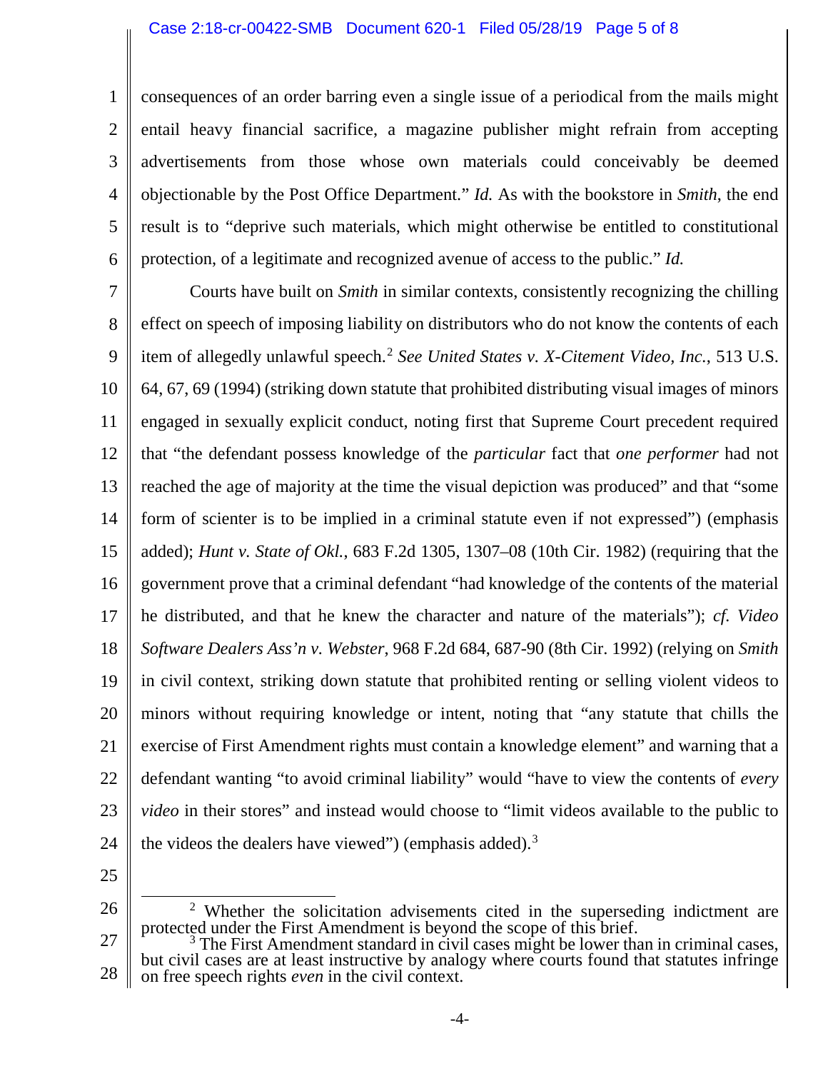consequences of an order barring even a single issue of a periodical from the mails might entail heavy financial sacrifice, a magazine publisher might refrain from accepting advertisements from those whose own materials could conceivably be deemed objectionable by the Post Office Department." *Id.* As with the bookstore in *Smith*, the end result is to "deprive such materials, which might otherwise be entitled to constitutional protection, of a legitimate and recognized avenue of access to the public." *Id.*

Courts have built on *Smith* in similar contexts, consistently recognizing the chilling effect on speech of imposing liability on distributors who do not know the contents of each item of allegedly unlawful speech.[2] *See United States v. X-Citement Video, Inc.*, 513 U.S. 64, 67, 69 (1994) (striking down statute that prohibited distributing visual images of minors engaged in sexually explicit conduct, noting first that Supreme Court precedent required that "the defendant possess knowledge of the *particular* fact that *one performer* had not reached the age of majority at the time the visual depiction was produced" and that "some form of scienter is to be implied in a criminal statute even if not expressed") (emphasis added); *Hunt v. State of Okl.*, 683 F.2d 1305, 1307–08 (10th Cir. 1982) (requiring that the government prove that a criminal defendant "had knowledge of the contents of the material he distributed, and that he knew the character and nature of the materials"); *cf. Video Software Dealers Ass'n v. Webster*, 968 F.2d 684, 687-90 (8th Cir. 1992) (relying on *Smith* in civil context, striking down statute that prohibited renting or selling violent videos to minors without requiring knowledge or intent, noting that "any statute that chills the exercise of First Amendment rights must contain a knowledge element" and warning that a defendant wanting "to avoid criminal liability" would "have to view the contents of *every video* in their stores" and instead would choose to "limit videos available to the public to the videos the dealers have viewed") (emphasis added).[3]

---

[2] Whether the solicitation advisements cited in the superseding indictment are protected under the First Amendment is beyond the scope of this brief.

[3] The First Amendment standard in civil cases might be lower than in criminal cases, but civil cases are at least instructive by analogy where courts found that statutes infringe on free speech rights *even* in the civil context.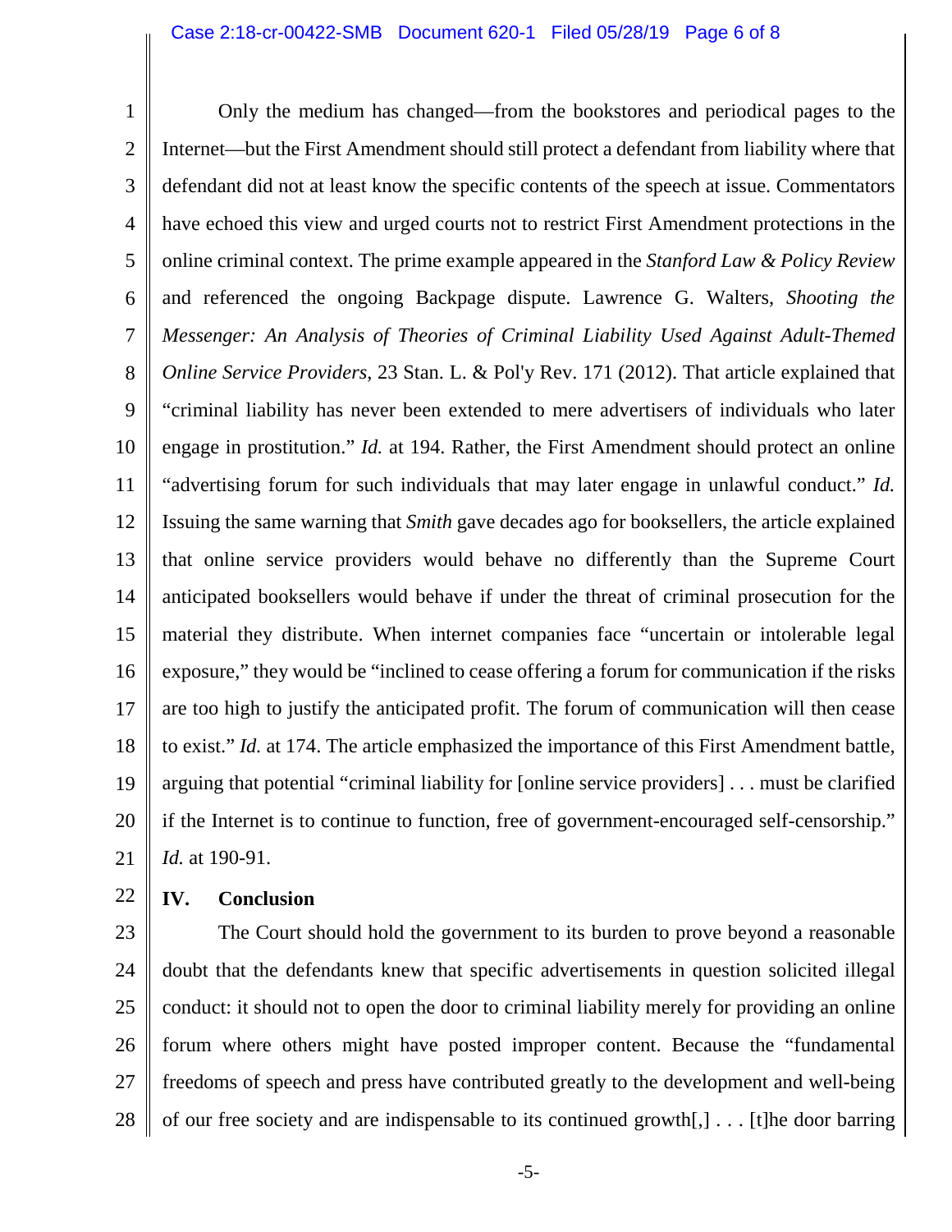Only the medium has changed—from the bookstores and periodical pages to the Internet—but the First Amendment should still protect a defendant from liability where that defendant did not at least know the specific contents of the speech at issue. Commentators have echoed this view and urged courts not to restrict First Amendment protections in the online criminal context. The prime example appeared in the *Stanford Law & Policy Review* and referenced the ongoing Backpage dispute. Lawrence G. Walters, *Shooting the Messenger: An Analysis of Theories of Criminal Liability Used Against Adult-Themed Online Service Providers*, 23 Stan. L. & Pol'y Rev. 171 (2012). That article explained that "criminal liability has never been extended to mere advertisers of individuals who later engage in prostitution." *Id.* at 194. Rather, the First Amendment should protect an online "advertising forum for such individuals that may later engage in unlawful conduct." *Id.* Issuing the same warning that *Smith* gave decades ago for booksellers, the article explained that online service providers would behave no differently than the Supreme Court anticipated booksellers would behave if under the threat of criminal prosecution for the material they distribute. When internet companies face "uncertain or intolerable legal exposure," they would be "inclined to cease offering a forum for communication if the risks are too high to justify the anticipated profit. The forum of communication will then cease to exist." *Id.* at 174. The article emphasized the importance of this First Amendment battle, arguing that potential "criminal liability for [online service providers] . . . must be clarified if the Internet is to continue to function, free of government-encouraged self-censorship." *Id.* at 190-91.

## IV. Conclusion

The Court should hold the government to its burden to prove beyond a reasonable doubt that the defendants knew that specific advertisements in question solicited illegal conduct: it should not to open the door to criminal liability merely for providing an online forum where others might have posted improper content. Because the "fundamental freedoms of speech and press have contributed greatly to the development and well-being of our free society and are indispensable to its continued growth[,] . . . [t]he door barring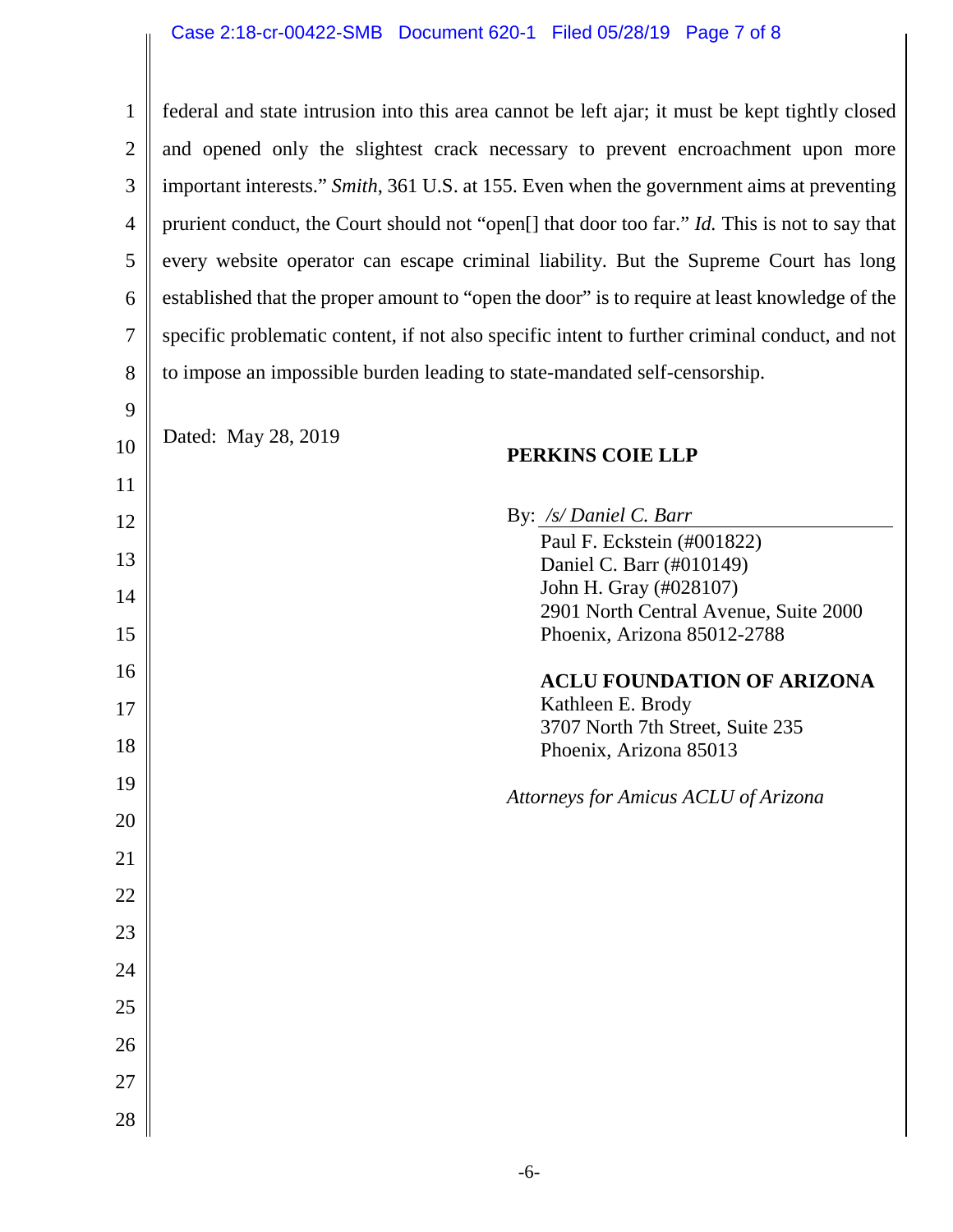federal and state intrusion into this area cannot be left ajar; it must be kept tightly closed and opened only the slightest crack necessary to prevent encroachment upon more important interests." *Smith*, 361 U.S. at 155. Even when the government aims at preventing prurient conduct, the Court should not "open[] that door too far." *Id.* This is not to say that every website operator can escape criminal liability. But the Supreme Court has long established that the proper amount to "open the door" is to require at least knowledge of the specific problematic content, if not also specific intent to further criminal conduct, and not to impose an impossible burden leading to state-mandated self-censorship.

Dated: May 28, 2019

**PERKINS COIE LLP**

By: */s/ Daniel C. Barr*
Paul F. Eckstein (#001822)
Daniel C. Barr (#010149)
John H. Gray (#028107)
2901 North Central Avenue, Suite 2000
Phoenix, Arizona 85012-2788

**ACLU FOUNDATION OF ARIZONA**
Kathleen E. Brody
3707 North 7th Street, Suite 235
Phoenix, Arizona 85013

*Attorneys for Amicus ACLU of Arizona*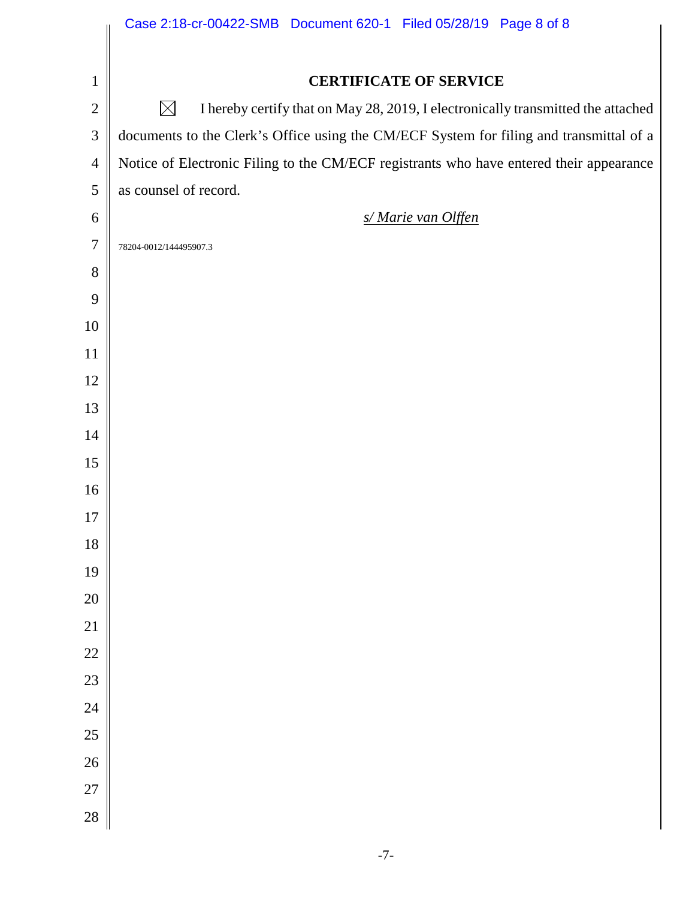## CERTIFICATE OF SERVICE

☒ I hereby certify that on May 28, 2019, I electronically transmitted the attached documents to the Clerk's Office using the CM/ECF System for filing and transmittal of a Notice of Electronic Filing to the CM/ECF registrants who have entered their appearance as counsel of record.

*s/ Marie van Olffen*

78204-0012/144495907.3